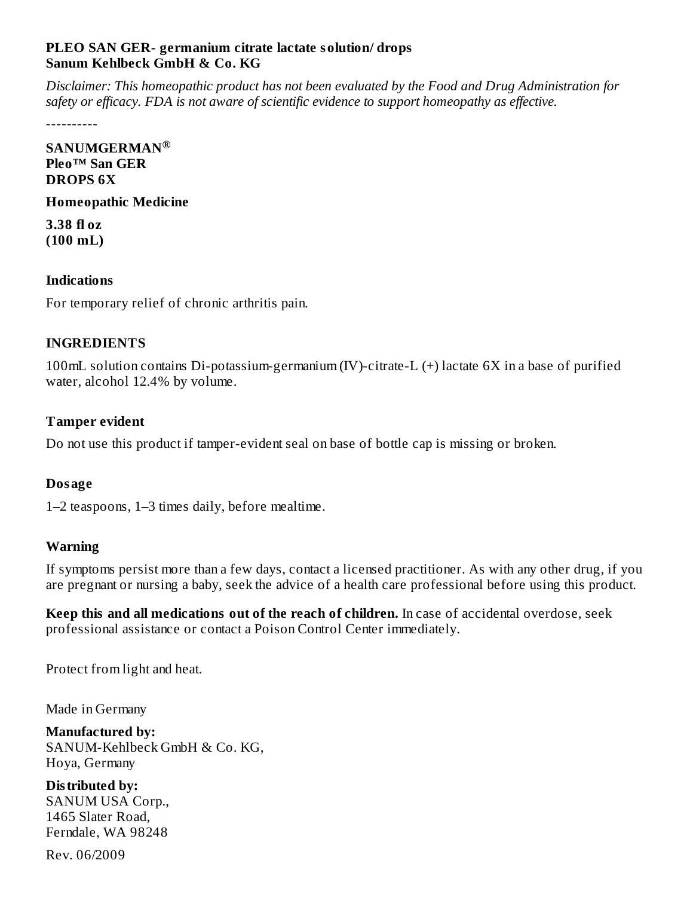**PLEO SAN GER- germanium citrate lactate solution/ drops**
**Sanum Kehlbeck GmbH & Co. KG**

*Disclaimer: This homeopathic product has not been evaluated by the Food and Drug Administration for safety or efficacy. FDA is not aware of scientific evidence to support homeopathy as effective.*

----------

**SANUMGERMAN®**
**Pleo™ San GER**
**DROPS 6X**

**Homeopathic Medicine**

**3.38 fl oz**
**(100 mL)**

## Indications

For temporary relief of chronic arthritis pain.

## INGREDIENTS

100mL solution contains Di-potassium-germanium (IV)-citrate-L (+) lactate 6X in a base of purified water, alcohol 12.4% by volume.

## Tamper evident

Do not use this product if tamper-evident seal on base of bottle cap is missing or broken.

## Dosage

1–2 teaspoons, 1–3 times daily, before mealtime.

## Warning

If symptoms persist more than a few days, contact a licensed practitioner. As with any other drug, if you are pregnant or nursing a baby, seek the advice of a health care professional before using this product.

**Keep this and all medications out of the reach of children.** In case of accidental overdose, seek professional assistance or contact a Poison Control Center immediately.

Protect from light and heat.

Made in Germany

**Manufactured by:**
SANUM-Kehlbeck GmbH & Co. KG,
Hoya, Germany

**Distributed by:**
SANUM USA Corp.,
1465 Slater Road,
Ferndale, WA 98248

Rev. 06/2009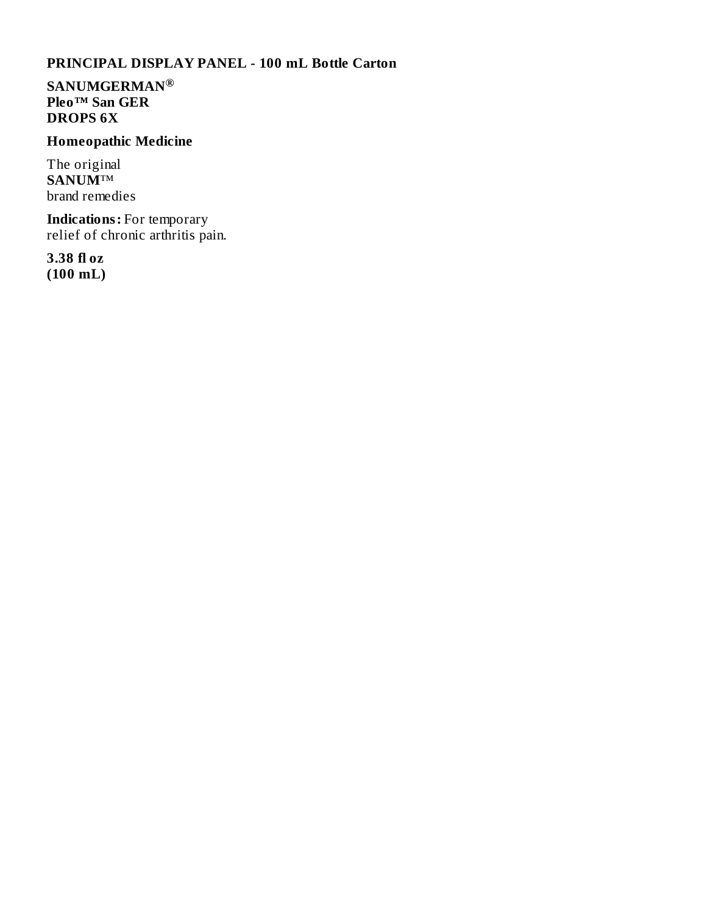## PRINCIPAL DISPLAY PANEL - 100 mL Bottle Carton

**SANUMGERMAN®**
**Pleo™ San GER**
**DROPS 6X**

**Homeopathic Medicine**

The original
**SANUM™**
brand remedies

**Indications:** For temporary relief of chronic arthritis pain.

**3.38 fl oz**
**(100 mL)**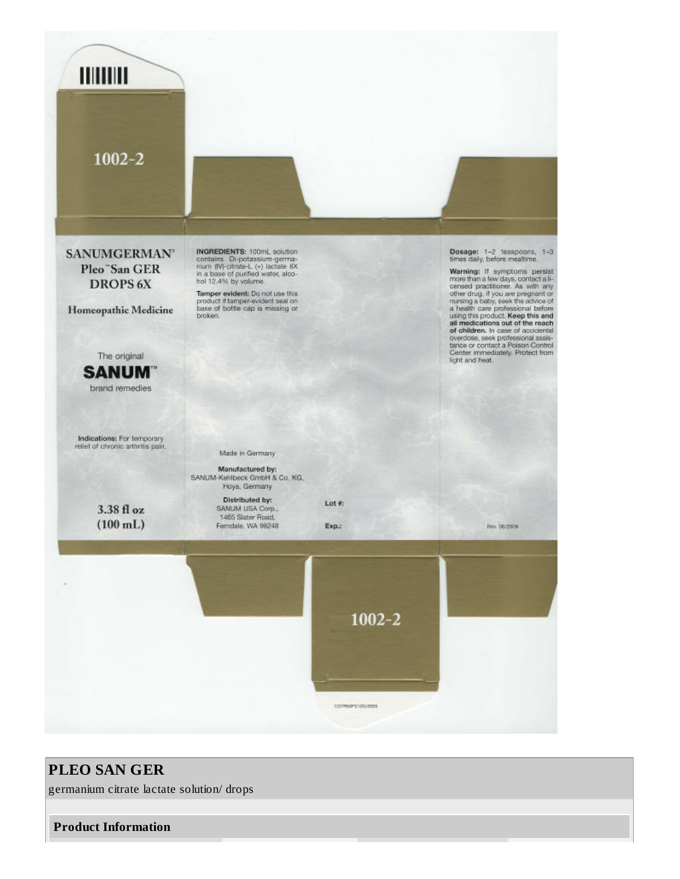1002-2

**SANUMGERMAN®**
**Pleo™San GER**
**DROPS 6X**

**Homeopathic Medicine**

The original
**SANUM™**
brand remedies

**Indications:** For temporary relief of chronic arthritis pain.

**3.38 fl oz**
**(100 mL)**

**INGREDIENTS:** 100mL solution contains Di-potassium-germanium (IV)-citrate-L (+) lactate 6X in a base of purified water, alcohol 12.4% by volume.

**Tamper evident:** Do not use this product if tamper-evident seal on base of bottle cap is missing or broken.

Made in Germany

**Manufactured by:**
SANUM-Kehlbeck GmbH & Co. KG,
Hoya, Germany

**Distributed by:**
SANUM USA Corp.,
1465 Slater Road,
Ferndale, WA 98248

Lot #:

Exp.:

**Dosage:** 1–2 teaspoons, 1–3 times daily, before mealtime.

**Warning:** If symptoms persist more than a few days, contact a licensed practitioner. As with any other drug, if you are pregnant or nursing a baby, seek the advice of a health care professional before using this product. **Keep this and all medications out of the reach of children.** In case of accidental overdose, seek professional assistance or contact a Poison Control Center immediately. Protect from light and heat.

Rev. 06/2008

1002-2

## PLEO SAN GER

germanium citrate lactate solution/ drops

### Product Information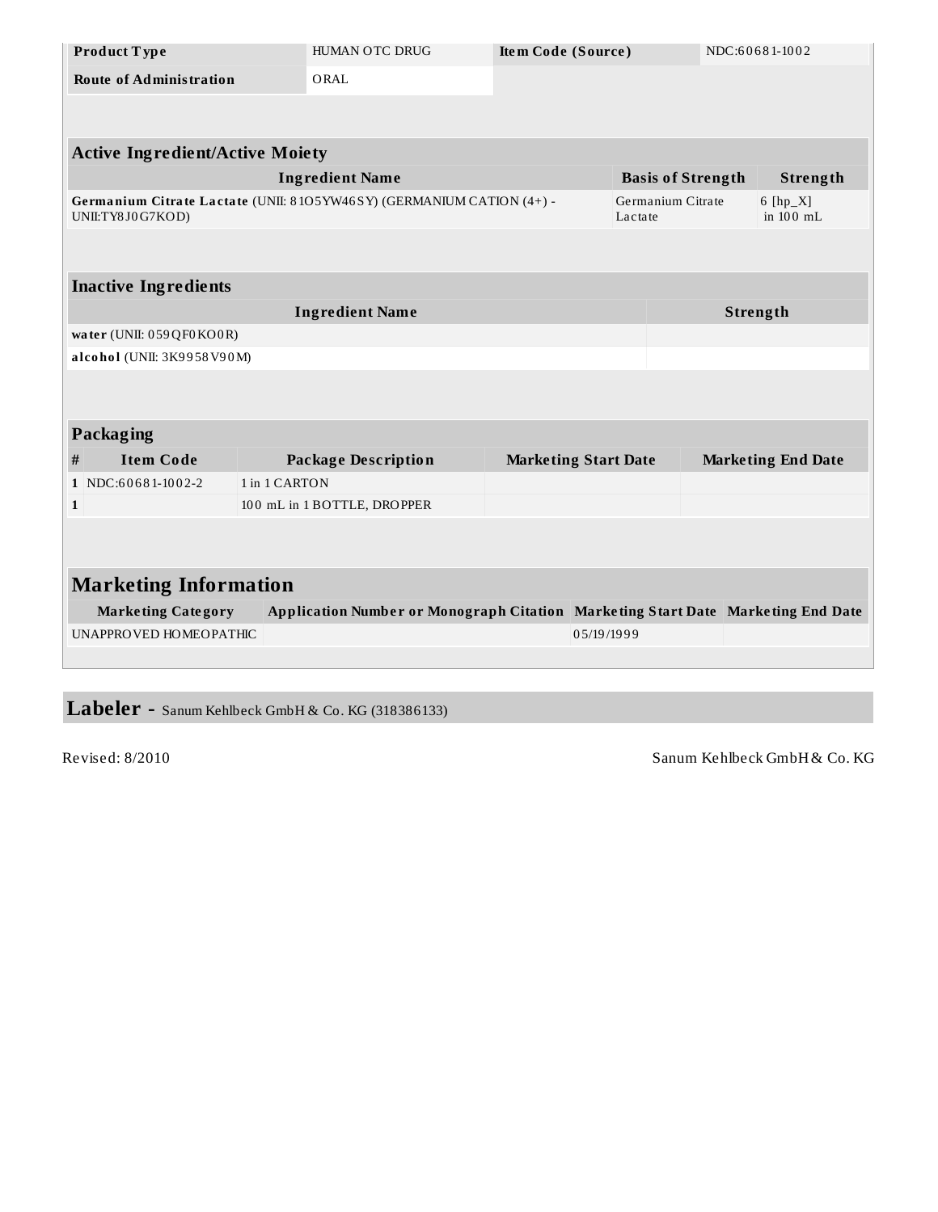| | | | |
|---|---|---|---|
| **Product Type** | HUMAN OTC DRUG | **Item Code (Source)** | NDC:60681-1002 |
| **Route of Administration** | ORAL | | |

| **Active Ingredient/Active Moiety** | | |
|---|---|---|
| **Ingredient Name** | **Basis of Strength** | **Strength** |
| **Germanium Citrate Lactate** (UNII: 81O5YW46SY) (GERMANIUM CATION (4+) - UNII:TY8J0G7KOD) | Germanium Citrate Lactate | 6 [hp_X] in 100 mL |

| **Inactive Ingredients** | |
|---|---|
| **Ingredient Name** | **Strength** |
| **water** (UNII: 059QF0KO0R) | |
| **alcohol** (UNII: 3K9958V90M) | |

| **Packaging** | | | | |
|---|---|---|---|---|
| **#** | **Item Code** | **Package Description** | **Marketing Start Date** | **Marketing End Date** |
| **1** | NDC:60681-1002-2 | 1 in 1 CARTON | | |
| **1** | | 100 mL in 1 BOTTLE, DROPPER | | |

| **Marketing Information** | | | |
|---|---|---|---|
| **Marketing Category** | **Application Number or Monograph Citation** | **Marketing Start Date** | **Marketing End Date** |
| UNAPPROVED HOMEOPATHIC | | 05/19/1999 | |

## Labeler - Sanum Kehlbeck GmbH & Co. KG (318386133)

Revised: 8/2010

Sanum Kehlbeck GmbH & Co. KG